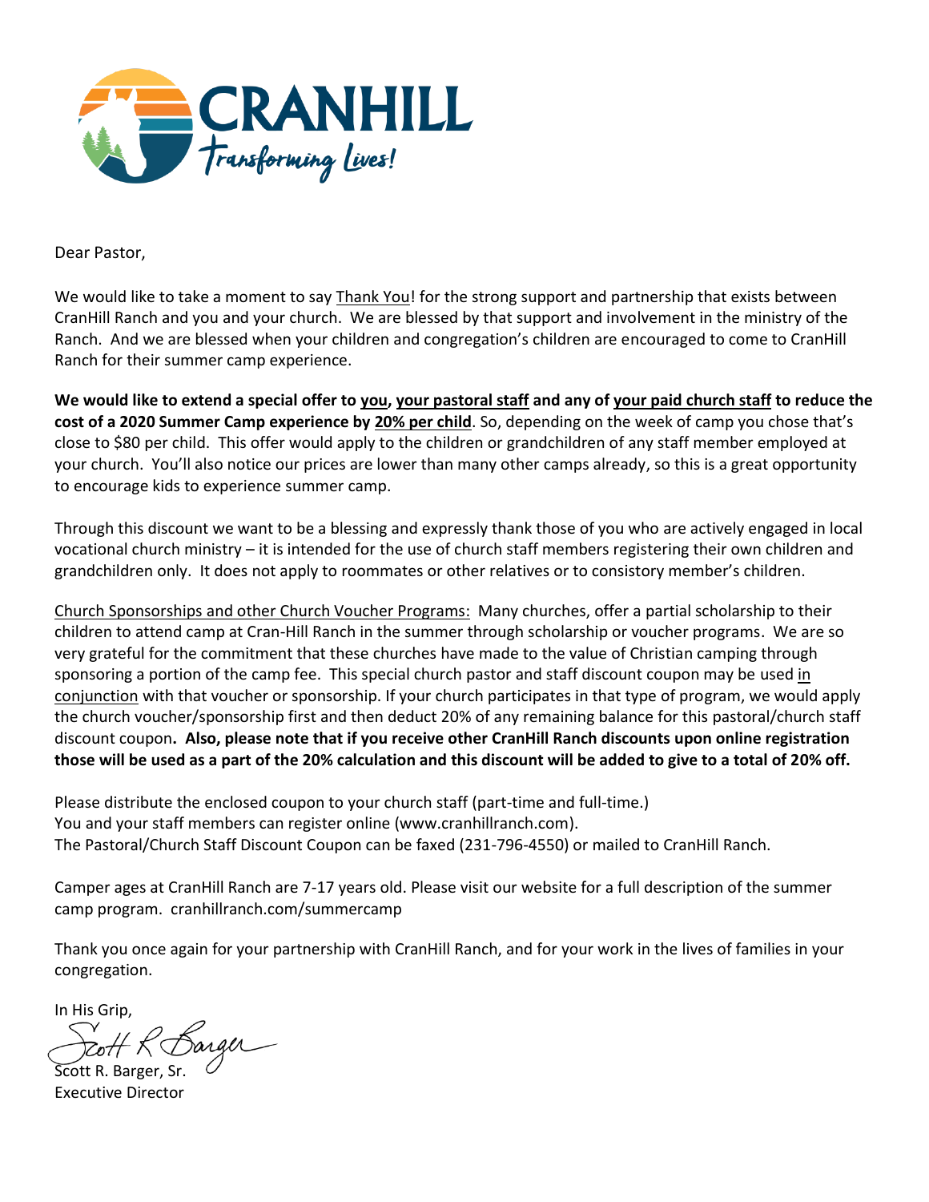**CRANHILL**

*Transforming Lives!*

Dear Pastor,

We would like to take a moment to say Thank You! for the strong support and partnership that exists between CranHill Ranch and you and your church. We are blessed by that support and involvement in the ministry of the Ranch. And we are blessed when your children and congregation's children are encouraged to come to CranHill Ranch for their summer camp experience.

**We would like to extend a special offer to you, your pastoral staff and any of your paid church staff to reduce the cost of a 2020 Summer Camp experience by 20% per child**. So, depending on the week of camp you chose that's close to $80 per child. This offer would apply to the children or grandchildren of any staff member employed at your church. You'll also notice our prices are lower than many other camps already, so this is a great opportunity to encourage kids to experience summer camp.

Through this discount we want to be a blessing and expressly thank those of you who are actively engaged in local vocational church ministry – it is intended for the use of church staff members registering their own children and grandchildren only. It does not apply to roommates or other relatives or to consistory member's children.

Church Sponsorships and other Church Voucher Programs: Many churches, offer a partial scholarship to their children to attend camp at Cran-Hill Ranch in the summer through scholarship or voucher programs. We are so very grateful for the commitment that these churches have made to the value of Christian camping through sponsoring a portion of the camp fee. This special church pastor and staff discount coupon may be used in conjunction with that voucher or sponsorship. If your church participates in that type of program, we would apply the church voucher/sponsorship first and then deduct 20% of any remaining balance for this pastoral/church staff discount coupon**. Also, please note that if you receive other CranHill Ranch discounts upon online registration those will be used as a part of the 20% calculation and this discount will be added to give to a total of 20% off.**

Please distribute the enclosed coupon to your church staff (part-time and full-time.)
You and your staff members can register online (www.cranhillranch.com).
The Pastoral/Church Staff Discount Coupon can be faxed (231-796-4550) or mailed to CranHill Ranch.

Camper ages at CranHill Ranch are 7-17 years old. Please visit our website for a full description of the summer camp program. cranhillranch.com/summercamp

Thank you once again for your partnership with CranHill Ranch, and for your work in the lives of families in your congregation.

In His Grip,

Scott R. Barger, Sr.
Executive Director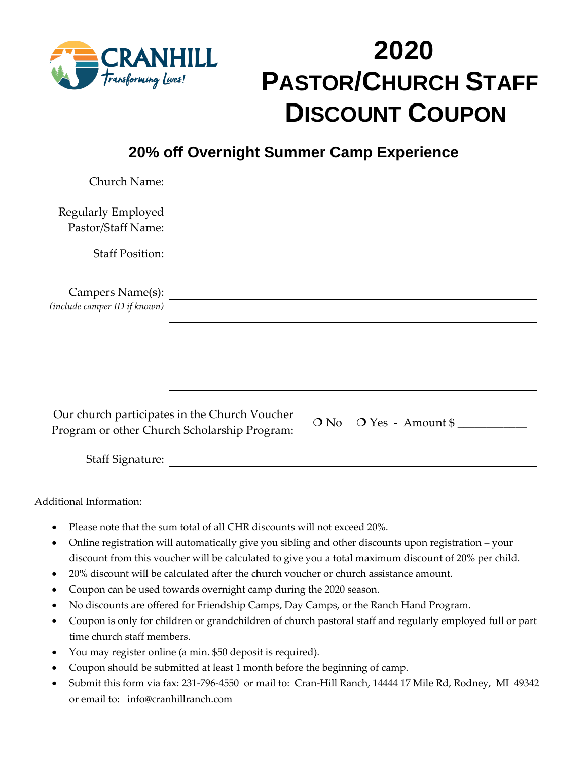CRANHILL
*Transforming Lives!*

# 2020 PASTOR/CHURCH STAFF DISCOUNT COUPON

## 20% off Overnight Summer Camp Experience

Church Name: \_\_\_\_\_\_\_\_\_\_\_\_\_\_\_\_\_\_\_\_\_\_\_\_\_\_\_\_\_\_\_\_\_\_\_\_\_\_\_\_\_\_\_\_

Regularly Employed Pastor/Staff Name: \_\_\_\_\_\_\_\_\_\_\_\_\_\_\_\_\_\_\_\_\_\_\_\_\_\_\_\_\_\_\_\_\_\_\_\_\_\_\_\_\_\_\_\_

Staff Position: \_\_\_\_\_\_\_\_\_\_\_\_\_\_\_\_\_\_\_\_\_\_\_\_\_\_\_\_\_\_\_\_\_\_\_\_\_\_\_\_\_\_\_\_

Campers Name(s): \_\_\_\_\_\_\_\_\_\_\_\_\_\_\_\_\_\_\_\_\_\_\_\_\_\_\_\_\_\_\_\_\_\_\_\_\_\_\_\_\_\_\_\_
*(include camper ID if known)*

\_\_\_\_\_\_\_\_\_\_\_\_\_\_\_\_\_\_\_\_\_\_\_\_\_\_\_\_\_\_\_\_\_\_\_\_\_\_\_\_\_\_\_\_

\_\_\_\_\_\_\_\_\_\_\_\_\_\_\_\_\_\_\_\_\_\_\_\_\_\_\_\_\_\_\_\_\_\_\_\_\_\_\_\_\_\_\_\_

\_\_\_\_\_\_\_\_\_\_\_\_\_\_\_\_\_\_\_\_\_\_\_\_\_\_\_\_\_\_\_\_\_\_\_\_\_\_\_\_\_\_\_\_

\_\_\_\_\_\_\_\_\_\_\_\_\_\_\_\_\_\_\_\_\_\_\_\_\_\_\_\_\_\_\_\_\_\_\_\_\_\_\_\_\_\_\_\_

Our church participates in the Church Voucher Program or other Church Scholarship Program: ❍ No ❍ Yes - Amount $ \_\_\_\_\_\_\_\_\_\_\_

Staff Signature: \_\_\_\_\_\_\_\_\_\_\_\_\_\_\_\_\_\_\_\_\_\_\_\_\_\_\_\_\_\_\_\_\_\_\_\_\_\_\_\_\_\_\_\_

Additional Information:

- Please note that the sum total of all CHR discounts will not exceed 20%.
- Online registration will automatically give you sibling and other discounts upon registration – your discount from this voucher will be calculated to give you a total maximum discount of 20% per child.
- 20% discount will be calculated after the church voucher or church assistance amount.
- Coupon can be used towards overnight camp during the 2020 season.
- No discounts are offered for Friendship Camps, Day Camps, or the Ranch Hand Program.
- Coupon is only for children or grandchildren of church pastoral staff and regularly employed full or part time church staff members.
- You may register online (a min. $50 deposit is required).
- Coupon should be submitted at least 1 month before the beginning of camp.
- Submit this form via fax: 231-796-4550 or mail to: Cran-Hill Ranch, 14444 17 Mile Rd, Rodney, MI 49342 or email to: info@cranhillranch.com